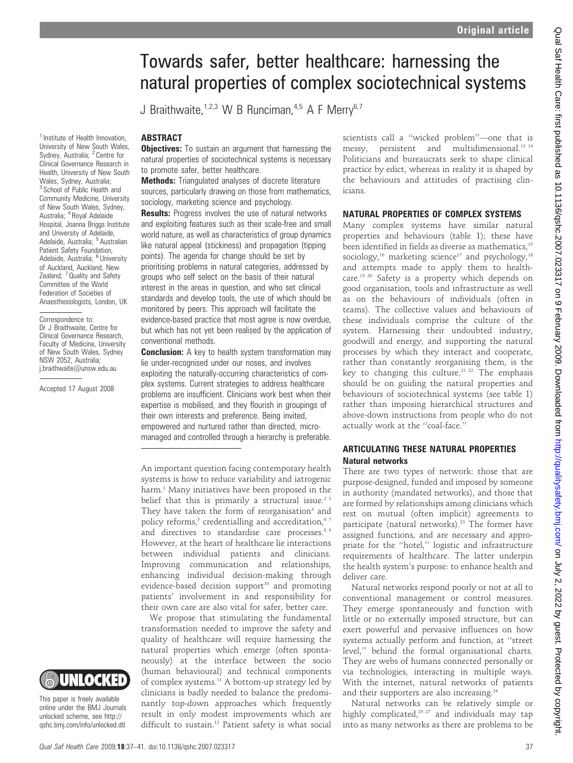# Towards safer, better healthcare: harnessing the natural properties of complex sociotechnical systems

J Braithwaite,[1,2,3] W B Runciman,[4,5] A F Merry[6,7]

[1] Institute of Health Innovation, University of New South Wales, Sydney, Australia; [2] Centre for Clinical Governance Research in Health, University of New South Wales, Sydney, Australia; [3] School of Public Health and Community Medicine, University of New South Wales, Sydney, Australia; [4] Royal Adelaide Hospital, Joanna Briggs Institute and University of Adelaide, Adelaide, Australia; [5] Australian Patient Safety Foundation, Adelaide, Australia; [6] University of Auckland, Auckland, New Zealand; [7] Quality and Safety Committee of the World Federation of Societies of Anaesthesiologists, London, UK

Correspondence to: Dr J Braithwaite, Centre for Clinical Governance Research, Faculty of Medicine, University of New South Wales, Sydney NSW 2052, Australia; j.braithwaite@unsw.edu.au

Accepted 17 August 2008

This paper is freely available online under the BMJ Journals unlocked scheme, see http://qshc.bmj.com/info/unlocked.dtl

## ABSTRACT

**Objectives:** To sustain an argument that harnessing the natural properties of sociotechnical systems is necessary to promote safer, better healthcare.

**Methods:** Triangulated analyses of discrete literature sources, particularly drawing on those from mathematics, sociology, marketing science and psychology.

**Results:** Progress involves the use of natural networks and exploiting features such as their scale-free and small world nature, as well as characteristics of group dynamics like natural appeal (stickiness) and propagation (tipping points). The agenda for change should be set by prioritising problems in natural categories, addressed by groups who self select on the basis of their natural interest in the areas in question, and who set clinical standards and develop tools, the use of which should be monitored by peers. This approach will facilitate the evidence-based practice that most agree is now overdue, but which has not yet been realised by the application of conventional methods.

**Conclusion:** A key to health system transformation may lie under-recognised under our noses, and involves exploiting the naturally-occurring characteristics of complex systems. Current strategies to address healthcare problems are insufficient. Clinicians work best when their expertise is mobilised, and they flourish in groupings of their own interests and preference. Being invited, empowered and nurtured rather than directed, micro-managed and controlled through a hierarchy is preferable.

An important question facing contemporary health systems is how to reduce variability and iatrogenic harm.[1] Many initiatives have been proposed in the belief that this is primarily a structural issue.[2 3] They have taken the form of reorganisation[4] and policy reforms,[5] credentialling and accreditation,[6 7] and directives to standardise care processes.[8 9] However, at the heart of healthcare lie interactions between individual patients and clinicians. Improving communication and relationships, enhancing individual decision-making through evidence-based decision support[10] and promoting patients' involvement in and responsibility for their own care are also vital for safer, better care.

We propose that stimulating the fundamental transformation needed to improve the safety and quality of healthcare will require harnessing the natural properties which emerge (often spontaneously) at the interface between the socio (human behavioural) and technical components of complex systems.[11] A bottom-up strategy led by clinicians is badly needed to balance the predominantly top-down approaches which frequently result in only modest improvements which are difficult to sustain.[12] Patient safety is what social scientists call a "wicked problem"—one that is messy, persistent and multidimensional.[13 14] Politicians and bureaucrats seek to shape clinical practice by edict, whereas in reality it is shaped by the behaviours and attitudes of practising clinicians.

## NATURAL PROPERTIES OF COMPLEX SYSTEMS

Many complex systems have similar natural properties and behaviours (table 1); these have been identified in fields as diverse as mathematics,[15] sociology,[16] marketing science[17] and psychology,[18] and attempts made to apply them to healthcare.[19 20] Safety is a property which depends on good organisation, tools and infrastructure as well as on the behaviours of individuals (often in teams). The collective values and behaviours of these individuals comprise the culture of the system. Harnessing their undoubted industry, goodwill and energy, and supporting the natural processes by which they interact and cooperate, rather than constantly reorganising them, is the key to changing this culture.[21 22] The emphasis should be on guiding the natural properties and behaviours of sociotechnical systems (see table 1) rather than imposing hierarchical structures and above-down instructions from people who do not actually work at the "coal-face."

## ARTICULATING THESE NATURAL PROPERTIES

### Natural networks

There are two types of network: those that are purpose-designed, funded and imposed by someone in authority (mandated networks), and those that are formed by relationships among clinicians which rest on mutual (often implicit) agreements to participate (natural networks).[23] The former have assigned functions, and are necessary and appropriate for the "hotel," logistic and infrastructure requirements of healthcare. The latter underpin the health system's purpose: to enhance health and deliver care.

Natural networks respond poorly or not at all to conventional management or control measures. They emerge spontaneously and function with little or no externally imposed structure, but can exert powerful and pervasive influences on how systems actually perform and function, at "street level," behind the formal organisational charts. They are webs of humans connected personally or via technologies, interacting in multiple ways. With the internet, natural networks of patients and their supporters are also increasing.[24]

Natural networks can be relatively simple or highly complicated,[25–27] and individuals may tap into as many networks as there are problems to be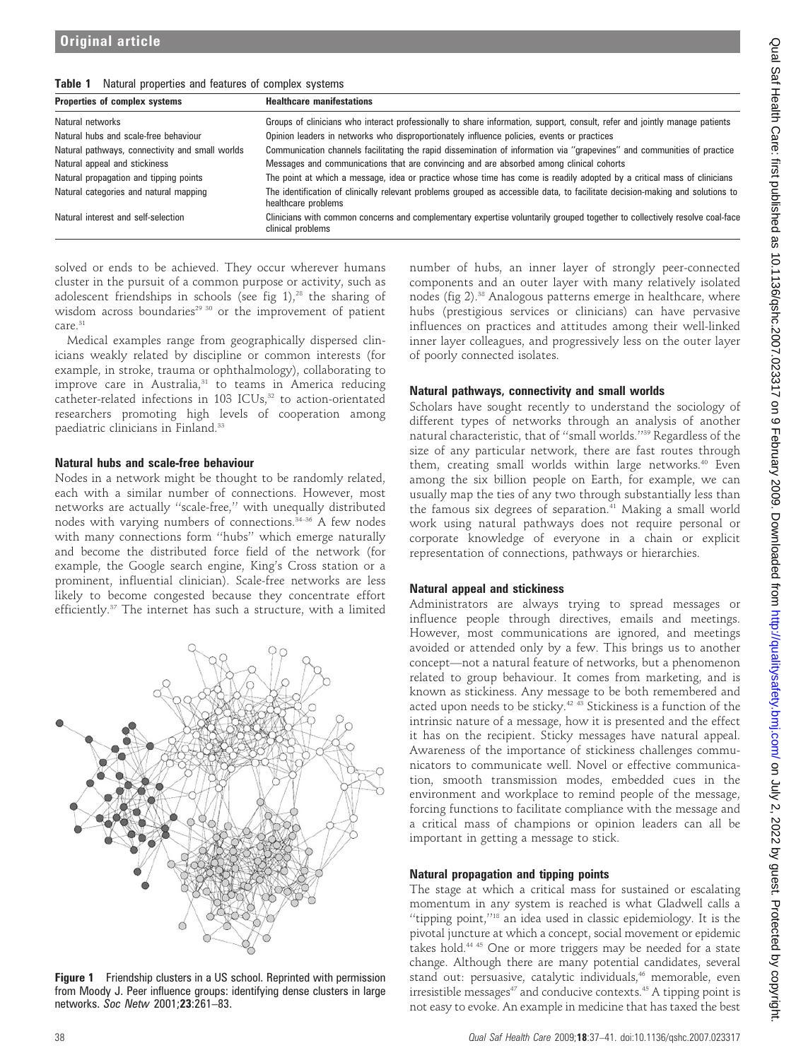**Table 1** Natural properties and features of complex systems

| Properties of complex systems | Healthcare manifestations |
| --- | --- |
| Natural networks | Groups of clinicians who interact professionally to share information, support, consult, refer and jointly manage patients |
| Natural hubs and scale-free behaviour | Opinion leaders in networks who disproportionately influence policies, events or practices |
| Natural pathways, connectivity and small worlds | Communication channels facilitating the rapid dissemination of information via "grapevines" and communities of practice |
| Natural appeal and stickiness | Messages and communications that are convincing and are absorbed among clinical cohorts |
| Natural propagation and tipping points | The point at which a message, idea or practice whose time has come is readily adopted by a critical mass of clinicians |
| Natural categories and natural mapping | The identification of clinically relevant problems grouped as accessible data, to facilitate decision-making and solutions to healthcare problems |
| Natural interest and self-selection | Clinicians with common concerns and complementary expertise voluntarily grouped together to collectively resolve coal-face clinical problems |

solved or ends to be achieved. They occur wherever humans cluster in the pursuit of a common purpose or activity, such as adolescent friendships in schools (see fig 1),[28] the sharing of wisdom across boundaries[29 30] or the improvement of patient care.[31]

Medical examples range from geographically dispersed clinicians weakly related by discipline or common interests (for example, in stroke, trauma or ophthalmology), collaborating to improve care in Australia,[31] to teams in America reducing catheter-related infections in 103 ICUs,[32] to action-orientated researchers promoting high levels of cooperation among paediatric clinicians in Finland.[33]

### Natural hubs and scale-free behaviour

Nodes in a network might be thought to be randomly related, each with a similar number of connections. However, most networks are actually "scale-free," with unequally distributed nodes with varying numbers of connections.[34–36] A few nodes with many connections form "hubs" which emerge naturally and become the distributed force field of the network (for example, the Google search engine, King's Cross station or a prominent, influential clinician). Scale-free networks are less likely to become congested because they concentrate effort efficiently.[37] The internet has such a structure, with a limited number of hubs, an inner layer of strongly peer-connected components and an outer layer with many relatively isolated nodes (fig 2).[38] Analogous patterns emerge in healthcare, where hubs (prestigious services or clinicians) can have pervasive influences on practices and attitudes among their well-linked inner layer colleagues, and progressively less on the outer layer of poorly connected isolates.

**Figure 1** Friendship clusters in a US school. Reprinted with permission from Moody J. Peer influence groups: identifying dense clusters in large networks. *Soc Netw* 2001;**23**:261–83.

### Natural pathways, connectivity and small worlds

Scholars have sought recently to understand the sociology of different types of networks through an analysis of another natural characteristic, that of "small worlds."[39] Regardless of the size of any particular network, there are fast routes through them, creating small worlds within large networks.[40] Even among the six billion people on Earth, for example, we can usually map the ties of any two through substantially less than the famous six degrees of separation.[41] Making a small world work using natural pathways does not require personal or corporate knowledge of everyone in a chain or explicit representation of connections, pathways or hierarchies.

### Natural appeal and stickiness

Administrators are always trying to spread messages or influence people through directives, emails and meetings. However, most communications are ignored, and meetings avoided or attended only by a few. This brings us to another concept—not a natural feature of networks, but a phenomenon related to group behaviour. It comes from marketing, and is known as stickiness. Any message to be both remembered and acted upon needs to be sticky.[42 43] Stickiness is a function of the intrinsic nature of a message, how it is presented and the effect it has on the recipient. Sticky messages have natural appeal. Awareness of the importance of stickiness challenges communicators to communicate well. Novel or effective communication, smooth transmission modes, embedded cues in the environment and workplace to remind people of the message, forcing functions to facilitate compliance with the message and a critical mass of champions or opinion leaders can all be important in getting a message to stick.

### Natural propagation and tipping points

The stage at which a critical mass for sustained or escalating momentum in any system is reached is what Gladwell calls a "tipping point,"[18] an idea used in classic epidemiology. It is the pivotal juncture at which a concept, social movement or epidemic takes hold.[44 45] One or more triggers may be needed for a state change. Although there are many potential candidates, several stand out: persuasive, catalytic individuals,[46] memorable, even irresistible messages[47] and conducive contexts.[45] A tipping point is not easy to evoke. An example in medicine that has taxed the best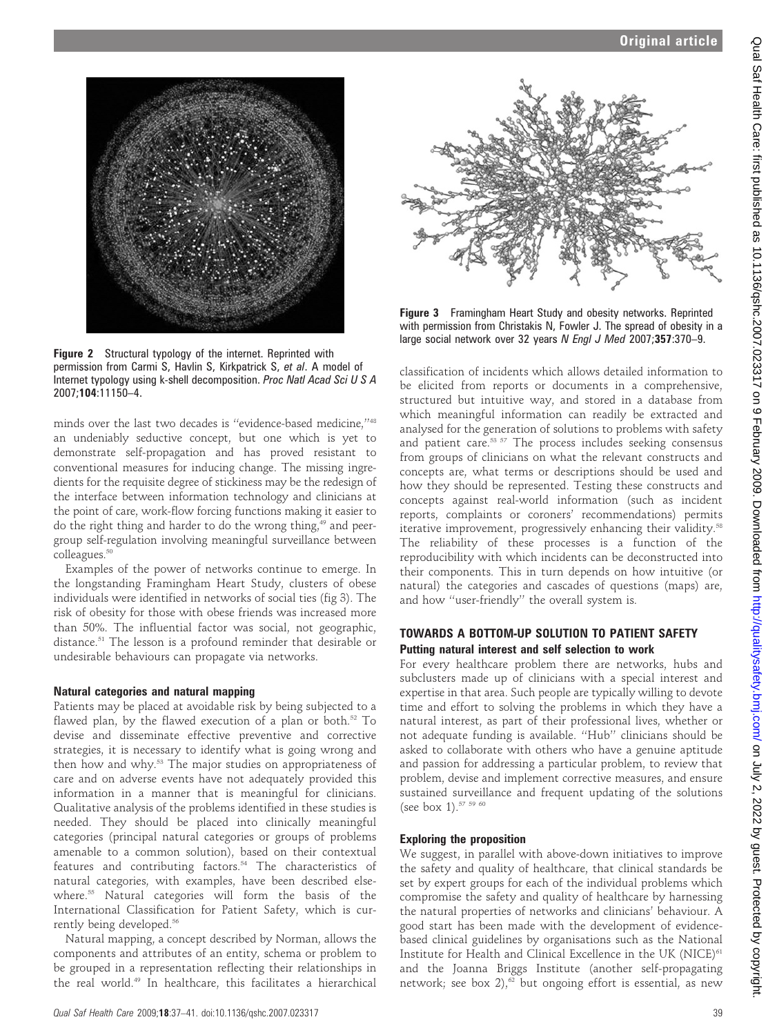Figure 2 Structural typology of the internet. Reprinted with permission from Carmi S, Havlin S, Kirkpatrick S, *et al*. A model of Internet typology using k-shell decomposition. *Proc Natl Acad Sci U S A* 2007;**104**:11150–4.

minds over the last two decades is "evidence-based medicine,"[48] an undeniably seductive concept, but one which is yet to demonstrate self-propagation and has proved resistant to conventional measures for inducing change. The missing ingredients for the requisite degree of stickiness may be the redesign of the interface between information technology and clinicians at the point of care, work-flow forcing functions making it easier to do the right thing and harder to do the wrong thing,[49] and peer-group self-regulation involving meaningful surveillance between colleagues.[50]

Examples of the power of networks continue to emerge. In the longstanding Framingham Heart Study, clusters of obese individuals were identified in networks of social ties (fig 3). The risk of obesity for those with obese friends was increased more than 50%. The influential factor was social, not geographic, distance.[51] The lesson is a profound reminder that desirable or undesirable behaviours can propagate via networks.

### Natural categories and natural mapping

Patients may be placed at avoidable risk by being subjected to a flawed plan, by the flawed execution of a plan or both.[52] To devise and disseminate effective preventive and corrective strategies, it is necessary to identify what is going wrong and then how and why.[53] The major studies on appropriateness of care and on adverse events have not adequately provided this information in a manner that is meaningful for clinicians. Qualitative analysis of the problems identified in these studies is needed. They should be placed into clinically meaningful categories (principal natural categories or groups of problems amenable to a common solution), based on their contextual features and contributing factors.[54] The characteristics of natural categories, with examples, have been described elsewhere.[55] Natural categories will form the basis of the International Classification for Patient Safety, which is currently being developed.[56]

Natural mapping, a concept described by Norman, allows the components and attributes of an entity, schema or problem to be grouped in a representation reflecting their relationships in the real world.[49] In healthcare, this facilitates a hierarchical

Figure 3 Framingham Heart Study and obesity networks. Reprinted with permission from Christakis N, Fowler J. The spread of obesity in a large social network over 32 years *N Engl J Med* 2007;**357**:370–9.

classification of incidents which allows detailed information to be elicited from reports or documents in a comprehensive, structured but intuitive way, and stored in a database from which meaningful information can readily be extracted and analysed for the generation of solutions to problems with safety and patient care.[53,57] The process includes seeking consensus from groups of clinicians on what the relevant constructs and concepts are, what terms or descriptions should be used and how they should be represented. Testing these constructs and concepts against real-world information (such as incident reports, complaints or coroners' recommendations) permits iterative improvement, progressively enhancing their validity.[58] The reliability of these processes is a function of the reproducibility with which incidents can be deconstructed into their components. This in turn depends on how intuitive (or natural) the categories and cascades of questions (maps) are, and how "user-friendly" the overall system is.

## TOWARDS A BOTTOM-UP SOLUTION TO PATIENT SAFETY

### Putting natural interest and self selection to work

For every healthcare problem there are networks, hubs and subclusters made up of clinicians with a special interest and expertise in that area. Such people are typically willing to devote time and effort to solving the problems in which they have a natural interest, as part of their professional lives, whether or not adequate funding is available. "Hub" clinicians should be asked to collaborate with others who have a genuine aptitude and passion for addressing a particular problem, to review that problem, devise and implement corrective measures, and ensure sustained surveillance and frequent updating of the solutions (see box 1).[57,59,60]

### Exploring the proposition

We suggest, in parallel with above-down initiatives to improve the safety and quality of healthcare, that clinical standards be set by expert groups for each of the individual problems which compromise the safety and quality of healthcare by harnessing the natural properties of networks and clinicians' behaviour. A good start has been made with the development of evidence-based clinical guidelines by organisations such as the National Institute for Health and Clinical Excellence in the UK (NICE)[61] and the Joanna Briggs Institute (another self-propagating network; see box 2),[62] but ongoing effort is essential, as new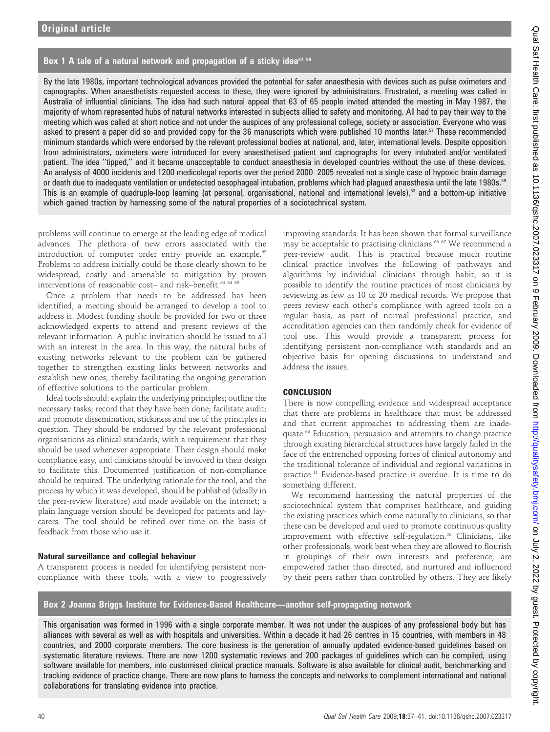### Box 1 A tale of a natural network and propagation of a sticky idea[57 59]

By the late 1980s, important technological advances provided the potential for safer anaesthesia with devices such as pulse oximeters and capnographs. When anaesthetists requested access to these, they were ignored by administrators. Frustrated, a meeting was called in Australia of influential clinicians. The idea had such natural appeal that 63 of 65 people invited attended the meeting in May 1987, the majority of whom represented hubs of natural networks interested in subjects allied to safety and monitoring. All had to pay their way to the meeting which was called at short notice and not under the auspices of any professional college, society or association. Everyone who was asked to present a paper did so and provided copy for the 36 manuscripts which were published 10 months later.[57] These recommended minimum standards which were endorsed by the relevant professional bodies at national, and, later, international levels. Despite opposition from administrators, oximeters were introduced for every anaesthetised patient and capnographs for every intubated and/or ventilated patient. The idea "tipped," and it became unacceptable to conduct anaesthesia in developed countries without the use of these devices. An analysis of 4000 incidents and 1200 medicolegal reports over the period 2000–2005 revealed not a single case of hypoxic brain damage or death due to inadequate ventilation or undetected oesophageal intubation, problems which had plagued anaesthesia until the late 1980s.[59] This is an example of quadruple-loop learning (at personal, organisational, national and international levels),[53] and a bottom-up initiative which gained traction by harnessing some of the natural properties of a sociotechnical system.

problems will continue to emerge at the leading edge of medical advances. The plethora of new errors associated with the introduction of computer order entry provide an example.[63] Problems to address initially could be those clearly shown to be widespread, costly and amenable to mitigation by proven interventions of reasonable cost– and risk–benefit.[54 64 65]

Once a problem that needs to be addressed has been identified, a meeting should be arranged to develop a tool to address it. Modest funding should be provided for two or three acknowledged experts to attend and present reviews of the relevant information. A public invitation should be issued to all with an interest in the area. In this way, the natural hubs of existing networks relevant to the problem can be gathered together to strengthen existing links between networks and establish new ones, thereby facilitating the ongoing generation of effective solutions to the particular problem.

Ideal tools should: explain the underlying principles; outline the necessary tasks; record that they have been done; facilitate audit; and promote dissemination, stickiness and use of the principles in question. They should be endorsed by the relevant professional organisations as clinical standards, with a requirement that they should be used whenever appropriate. Their design should make compliance easy, and clinicians should be involved in their design to facilitate this. Documented justification of non-compliance should be required. The underlying rationale for the tool, and the process by which it was developed, should be published (ideally in the peer-review literature) and made available on the internet; a plain language version should be developed for patients and lay-carers. The tool should be refined over time on the basis of feedback from those who use it.

### Natural surveillance and collegial behaviour

A transparent process is needed for identifying persistent non-compliance with these tools, with a view to progressively improving standards. It has been shown that formal surveillance may be acceptable to practising clinicians.[66 67] We recommend a peer-review audit. This is practical because much routine clinical practice involves the following of pathways and algorithms by individual clinicians through habit, so it is possible to identify the routine practices of most clinicians by reviewing as few as 10 or 20 medical records. We propose that peers review each other's compliance with agreed tools on a regular basis, as part of normal professional practice, and accreditation agencies can then randomly check for evidence of tool use. This would provide a transparent process for identifying persistent non-compliance with standards and an objective basis for opening discussions to understand and address the issues.

## CONCLUSION

There is now compelling evidence and widespread acceptance that there are problems in healthcare that must be addressed and that current approaches to addressing them are inadequate.[68] Education, persuasion and attempts to change practice through existing hierarchical structures have largely failed in the face of the entrenched opposing forces of clinical autonomy and the traditional tolerance of individual and regional variations in practice.[11] Evidence-based practice is overdue. It is time to do something different.

We recommend harnessing the natural properties of the sociotechnical system that comprises healthcare, and guiding the existing practices which come naturally to clinicians, so that these can be developed and used to promote continuous quality improvement with effective self-regulation.[50] Clinicians, like other professionals, work best when they are allowed to flourish in groupings of their own interests and preference, are empowered rather than directed, and nurtured and influenced by their peers rather than controlled by others. They are likely

### Box 2 Joanna Briggs Institute for Evidence-Based Healthcare—another self-propagating network

This organisation was formed in 1996 with a single corporate member. It was not under the auspices of any professional body but has alliances with several as well as with hospitals and universities. Within a decade it had 26 centres in 15 countries, with members in 48 countries, and 2000 corporate members. The core business is the generation of annually updated evidence-based guidelines based on systematic literature reviews. There are now 1200 systematic reviews and 200 packages of guidelines which can be compiled, using software available for members, into customised clinical practice manuals. Software is also available for clinical audit, benchmarking and tracking evidence of practice change. There are now plans to harness the concepts and networks to complement international and national collaborations for translating evidence into practice.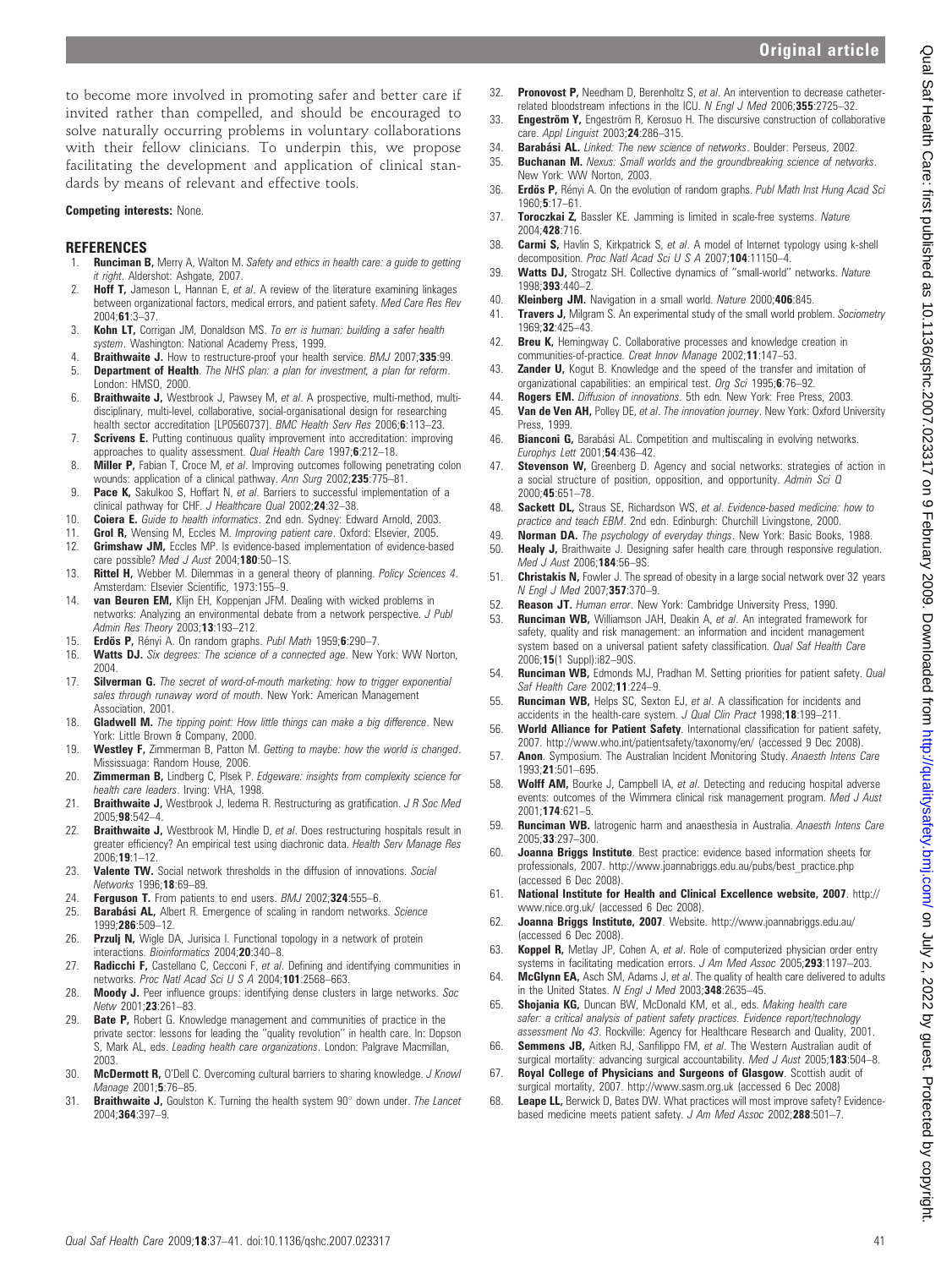to become more involved in promoting safer and better care if invited rather than compelled, and should be encouraged to solve naturally occurring problems in voluntary collaborations with their fellow clinicians. To underpin this, we propose facilitating the development and application of clinical standards by means of relevant and effective tools.

**Competing interests:** None.

## REFERENCES

1. **Runciman B,** Merry A, Walton M. *Safety and ethics in health care: a guide to getting it right*. Aldershot: Ashgate, 2007.
2. **Hoff T,** Jameson L, Hannan E, *et al*. A review of the literature examining linkages between organizational factors, medical errors, and patient safety. *Med Care Res Rev* 2004;**61**:3–37.
3. **Kohn LT,** Corrigan JM, Donaldson MS. *To err is human: building a safer health system*. Washington: National Academy Press, 1999.
4. **Braithwaite J.** How to restructure-proof your health service. *BMJ* 2007;**335**:99.
5. **Department of Health**. *The NHS plan: a plan for investment, a plan for reform*. London: HMSO, 2000.
6. **Braithwaite J,** Westbrook J, Pawsey M, *et al*. A prospective, multi-method, multidisciplinary, multi-level, collaborative, social-organisational design for researching health sector accreditation [LP0560737]. *BMC Health Serv Res* 2006;**6**:113–23.
7. **Scrivens E.** Putting continuous quality improvement into accreditation: improving approaches to quality assessment. *Qual Health Care* 1997;**6**:212–18.
8. **Miller P,** Fabian T, Croce M, *et al*. Improving outcomes following penetrating colon wounds: application of a clinical pathway. *Ann Surg* 2002;**235**:775–81.
9. **Pace K,** Sakulkoo S, Hoffart N, *et al*. Barriers to successful implementation of a clinical pathway for CHF. *J Healthcare Qual* 2002;**24**:32–38.
10. **Coiera E.** *Guide to health informatics*. 2nd edn. Sydney: Edward Arnold, 2003.
11. **Grol R,** Wensing M, Eccles M. *Improving patient care*. Oxford: Elsevier, 2005.
12. **Grimshaw JM,** Eccles MP. Is evidence-based implementation of evidence-based care possible? *Med J Aust* 2004;**180**:50–1S.
13. **Rittel H,** Webber M. Dilemmas in a general theory of planning. *Policy Sciences 4*. Amsterdam: Elsevier Scientific, 1973:155–9.
14. **van Beuren EM,** Klijn EH, Koppenjan JFM. Dealing with wicked problems in networks: Analyzing an environmental debate from a network perspective. *J Publ Admin Res Theory* 2003;**13**:193–212.
15. **Erdös P,** Rényi A. On random graphs. *Publ Math* 1959;**6**:290–7.
16. **Watts DJ.** *Six degrees: The science of a connected age*. New York: WW Norton, 2004.
17. **Silverman G.** *The secret of word-of-mouth marketing: how to trigger exponential sales through runaway word of mouth*. New York: American Management Association, 2001.
18. **Gladwell M.** *The tipping point: How little things can make a big difference*. New York: Little Brown & Company, 2000.
19. **Westley F,** Zimmerman B, Patton M. *Getting to maybe: how the world is changed*. Mississauga: Random House, 2006.
20. **Zimmerman B,** Lindberg C, Plsek P. *Edgeware: insights from complexity science for health care leaders*. Irving: VHA, 1998.
21. **Braithwaite J,** Westbrook J, Iedema R. Restructuring as gratification. *J R Soc Med* 2005;**98**:542–4.
22. **Braithwaite J,** Westbrook M, Hindle D, *et al*. Does restructuring hospitals result in greater efficiency? An empirical test using diachronic data. *Health Serv Manage Res* 2006;**19**:1–12.
23. **Valente TW.** Social network thresholds in the diffusion of innovations. *Social Networks* 1996;**18**:69–89.
24. **Ferguson T.** From patients to end users. *BMJ* 2002;**324**:555–6.
25. **Barabási AL,** Albert R. Emergence of scaling in random networks. *Science* 1999;**286**:509–12.
26. **Przulj N,** Wigle DA, Jurisica I. Functional topology in a network of protein interactions. *Bioinformatics* 2004;**20**:340–8.
27. **Radicchi F,** Castellano C, Cecconi F, *et al*. Defining and identifying communities in networks. *Proc Natl Acad Sci U S A* 2004;**101**:2568–663.
28. **Moody J.** Peer influence groups: identifying dense clusters in large networks. *Soc Netw* 2001;**23**:261–83.
29. **Bate P,** Robert G. Knowledge management and communities of practice in the private sector: lessons for leading the "quality revolution" in health care. In: Dopson S, Mark AL, eds. *Leading health care organizations*. London: Palgrave Macmillan, 2003.
30. **McDermott R,** O'Dell C. Overcoming cultural barriers to sharing knowledge. *J Knowl Manage* 2001;**5**:76–85.
31. **Braithwaite J,** Goulston K. Turning the health system 90° down under. *The Lancet* 2004;**364**:397–9.
32. **Pronovost P,** Needham D, Berenholtz S, *et al*. An intervention to decrease catheter-related bloodstream infections in the ICU. *N Engl J Med* 2006;**355**:2725–32.
33. **Engeström Y,** Engeström R, Kerosuo H. The discursive construction of collaborative care. *Appl Linguist* 2003;**24**:286–315.
34. **Barabási AL.** *Linked: The new science of networks*. Boulder: Perseus, 2002.
35. **Buchanan M.** *Nexus: Small worlds and the groundbreaking science of networks*. New York: WW Norton, 2003.
36. **Erdös P,** Rényi A. On the evolution of random graphs. *Publ Math Inst Hung Acad Sci* 1960;**5**:17–61.
37. **Toroczkai Z,** Bassler KE. Jamming is limited in scale-free systems. *Nature* 2004;**428**:716.
38. **Carmi S,** Havlin S, Kirkpatrick S, *et al*. A model of Internet typology using k-shell decomposition. *Proc Natl Acad Sci U S A* 2007;**104**:11150–4.
39. **Watts DJ,** Strogatz SH. Collective dynamics of "small-world" networks. *Nature* 1998;**393**:440–2.
40. **Kleinberg JM.** Navigation in a small world. *Nature* 2000;**406**:845.
41. **Travers J,** Milgram S. An experimental study of the small world problem. *Sociometry* 1969;**32**:425–43.
42. **Breu K,** Hemingway C. Collaborative processes and knowledge creation in communities-of-practice. *Creat Innov Manage* 2002;**11**:147–53.
43. **Zander U,** Kogut B. Knowledge and the speed of the transfer and imitation of organizational capabilities: an empirical test. *Org Sci* 1995;**6**:76–92.
44. **Rogers EM.** *Diffusion of innovations*. 5th edn. New York: Free Press, 2003.
45. **Van de Ven AH,** Polley DE, *et al*. *The innovation journey*. New York: Oxford University Press, 1999.
46. **Bianconi G,** Barabási AL. Competition and multiscaling in evolving networks. *Europhys Lett* 2001;**54**:436–42.
47. **Stevenson W,** Greenberg D. Agency and social networks: strategies of action in a social structure of position, opposition, and opportunity. *Admin Sci Q* 2000;**45**:651–78.
48. **Sackett DL,** Straus SE, Richardson WS, *et al*. *Evidence-based medicine: how to practice and teach EBM*. 2nd edn. Edinburgh: Churchill Livingstone, 2000.
49. **Norman DA.** *The psychology of everyday things*. New York: Basic Books, 1988.
50. **Healy J,** Braithwaite J. Designing safer health care through responsive regulation. *Med J Aust* 2006;**184**:56–9S.
51. **Christakis N,** Fowler J. The spread of obesity in a large social network over 32 years *N Engl J Med* 2007;**357**:370–9.
52. **Reason JT.** *Human error*. New York: Cambridge University Press, 1990.
53. **Runciman WB,** Williamson JAH, Deakin A, *et al*. An integrated framework for safety, quality and risk management: an information and incident management system based on a universal patient safety classification. *Qual Saf Health Care* 2006;**15**(1 Suppl):i82–90S.
54. **Runciman WB,** Edmonds MJ, Pradhan M. Setting priorities for patient safety. *Qual Saf Health Care* 2002;**11**:224–9.
55. **Runciman WB,** Helps SC, Sexton EJ, *et al*. A classification for incidents and accidents in the health-care system. *J Qual Clin Pract* 1998;**18**:199–211.
56. **World Alliance for Patient Safety**. International classification for patient safety, 2007. http://www.who.int/patientsafety/taxonomy/en/ (accessed 9 Dec 2008).
57. **Anon**. Symposium. The Australian Incident Monitoring Study. *Anaesth Intens Care* 1993;**21**:501–695.
58. **Wolff AM,** Bourke J, Campbell IA, *et al*. Detecting and reducing hospital adverse events: outcomes of the Wimmera clinical risk management program. *Med J Aust* 2001;**174**:621–5.
59. **Runciman WB.** Iatrogenic harm and anaesthesia in Australia. *Anaesth Intens Care* 2005;**33**:297–300.
60. **Joanna Briggs Institute**. Best practice: evidence based information sheets for professionals, 2007. http://www.joannabriggs.edu.au/pubs/best_practice.php (accessed 6 Dec 2008).
61. **National Institute for Health and Clinical Excellence website, 2007**. http://www.nice.org.uk/ (accessed 6 Dec 2008).
62. **Joanna Briggs Institute, 2007**. Website. http://www.joannabriggs.edu.au/ (accessed 6 Dec 2008).
63. **Koppel R,** Metlay JP, Cohen A, *et al*. Role of computerized physician order entry systems in facilitating medication errors. *J Am Med Assoc* 2005;**293**:1197–203.
64. **McGlynn EA,** Asch SM, Adams J, *et al*. The quality of health care delivered to adults in the United States. *N Engl J Med* 2003;**348**:2635–45.
65. **Shojania KG,** Duncan BW, McDonald KM, et al., eds. *Making health care safer: a critical analysis of patient safety practices. Evidence report/technology assessment No 43*. Rockville: Agency for Healthcare Research and Quality, 2001.
66. **Semmens JB,** Aitken RJ, Sanfilippo FM, *et al*. The Western Australian audit of surgical mortality: advancing surgical accountability. *Med J Aust* 2005;**183**:504–8.
67. **Royal College of Physicians and Surgeons of Glasgow**. Scottish audit of surgical mortality, 2007. http://www.sasm.org.uk (accessed 6 Dec 2008)
68. **Leape LL,** Berwick D, Bates DW. What practices will most improve safety? Evidence-based medicine meets patient safety. *J Am Med Assoc* 2002;**288**:501–7.